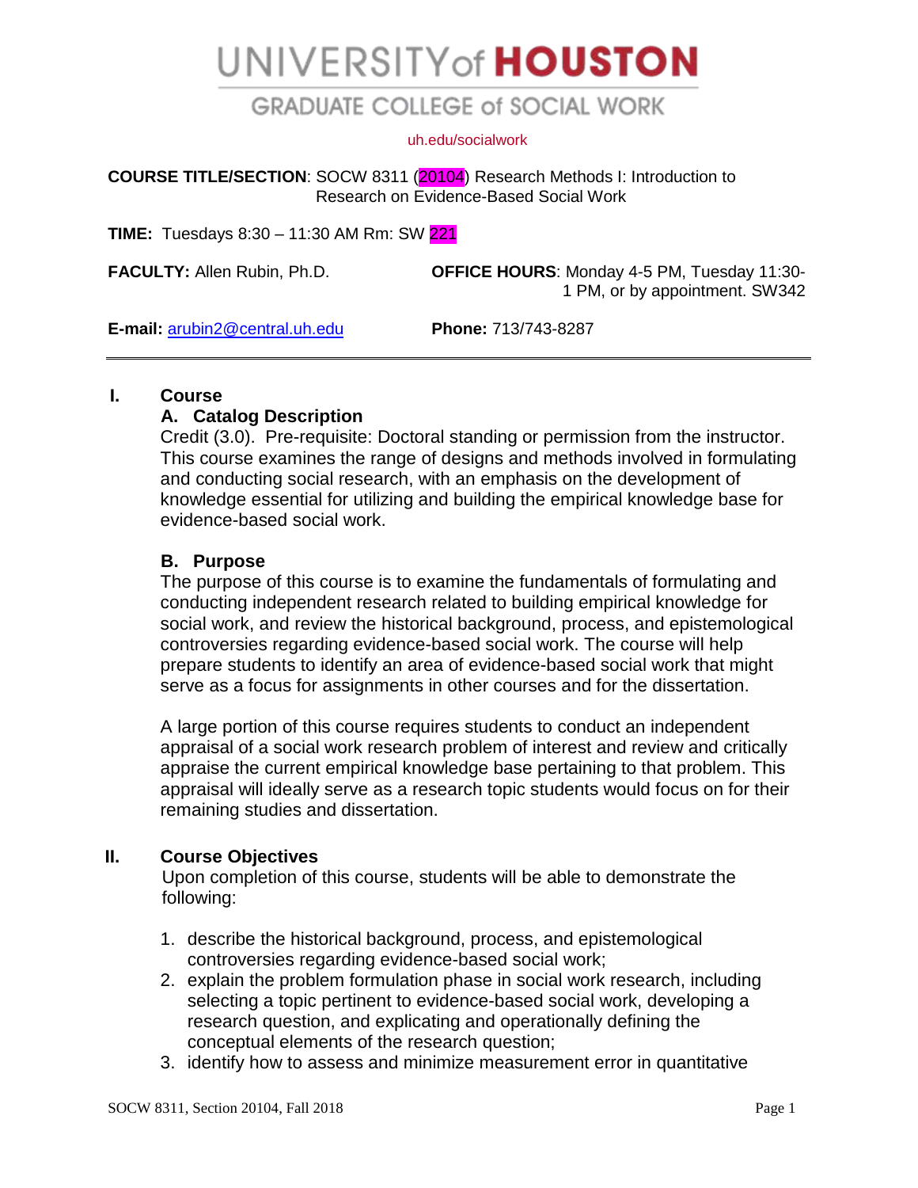# UNIVERSITY of HOUSTON

## GRADUATE COLLEGE of SOCIAL WORK

uh.edu/socialwork

**COURSE TITLE/SECTION**: SOCW 8311 (20104) Research Methods I: Introduction to Research on Evidence-Based Social Work

**TIME:** Tuesdays 8:30 – 11:30 AM Rm: SW 221

**FACULTY:** Allen Rubin, Ph.D.

**OFFICE HOURS**: Monday 4-5 PM, Tuesday 11:30-1 PM, or by appointment. SW342

**E-mail:** arubin2@central.uh.edu

**Phone:** 713/743-8287

---

## I. Course

### A. Catalog Description

Credit (3.0). Pre-requisite: Doctoral standing or permission from the instructor. This course examines the range of designs and methods involved in formulating and conducting social research, with an emphasis on the development of knowledge essential for utilizing and building the empirical knowledge base for evidence-based social work.

### B. Purpose

The purpose of this course is to examine the fundamentals of formulating and conducting independent research related to building empirical knowledge for social work, and review the historical background, process, and epistemological controversies regarding evidence-based social work. The course will help prepare students to identify an area of evidence-based social work that might serve as a focus for assignments in other courses and for the dissertation.

A large portion of this course requires students to conduct an independent appraisal of a social work research problem of interest and review and critically appraise the current empirical knowledge base pertaining to that problem. This appraisal will ideally serve as a research topic students would focus on for their remaining studies and dissertation.

## II. Course Objectives

Upon completion of this course, students will be able to demonstrate the following:

1. describe the historical background, process, and epistemological controversies regarding evidence-based social work;
2. explain the problem formulation phase in social work research, including selecting a topic pertinent to evidence-based social work, developing a research question, and explicating and operationally defining the conceptual elements of the research question;
3. identify how to assess and minimize measurement error in quantitative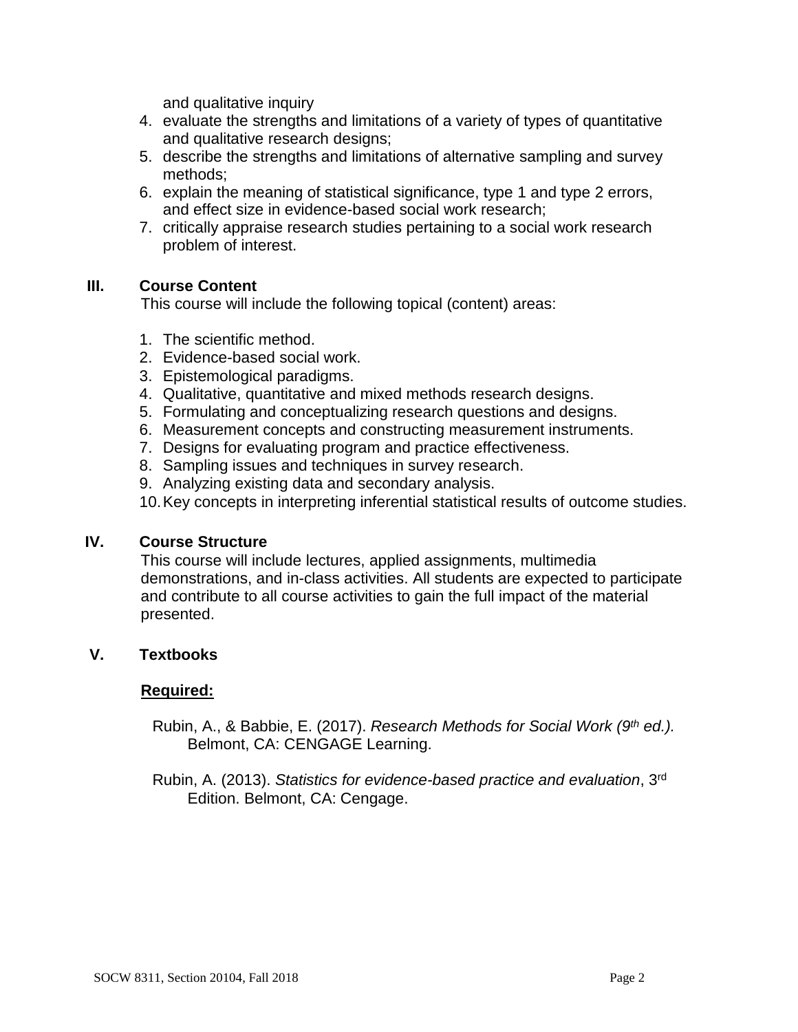and qualitative inquiry

4. evaluate the strengths and limitations of a variety of types of quantitative and qualitative research designs;
5. describe the strengths and limitations of alternative sampling and survey methods;
6. explain the meaning of statistical significance, type 1 and type 2 errors, and effect size in evidence-based social work research;
7. critically appraise research studies pertaining to a social work research problem of interest.

## III. Course Content

This course will include the following topical (content) areas:

1. The scientific method.
2. Evidence-based social work.
3. Epistemological paradigms.
4. Qualitative, quantitative and mixed methods research designs.
5. Formulating and conceptualizing research questions and designs.
6. Measurement concepts and constructing measurement instruments.
7. Designs for evaluating program and practice effectiveness.
8. Sampling issues and techniques in survey research.
9. Analyzing existing data and secondary analysis.
10. Key concepts in interpreting inferential statistical results of outcome studies.

## IV. Course Structure

This course will include lectures, applied assignments, multimedia demonstrations, and in-class activities. All students are expected to participate and contribute to all course activities to gain the full impact of the material presented.

## V. Textbooks

**Required:**

Rubin, A., & Babbie, E. (2017). *Research Methods for Social Work (9th ed.).* Belmont, CA: CENGAGE Learning.

Rubin, A. (2013). *Statistics for evidence-based practice and evaluation*, 3rd Edition. Belmont, CA: Cengage.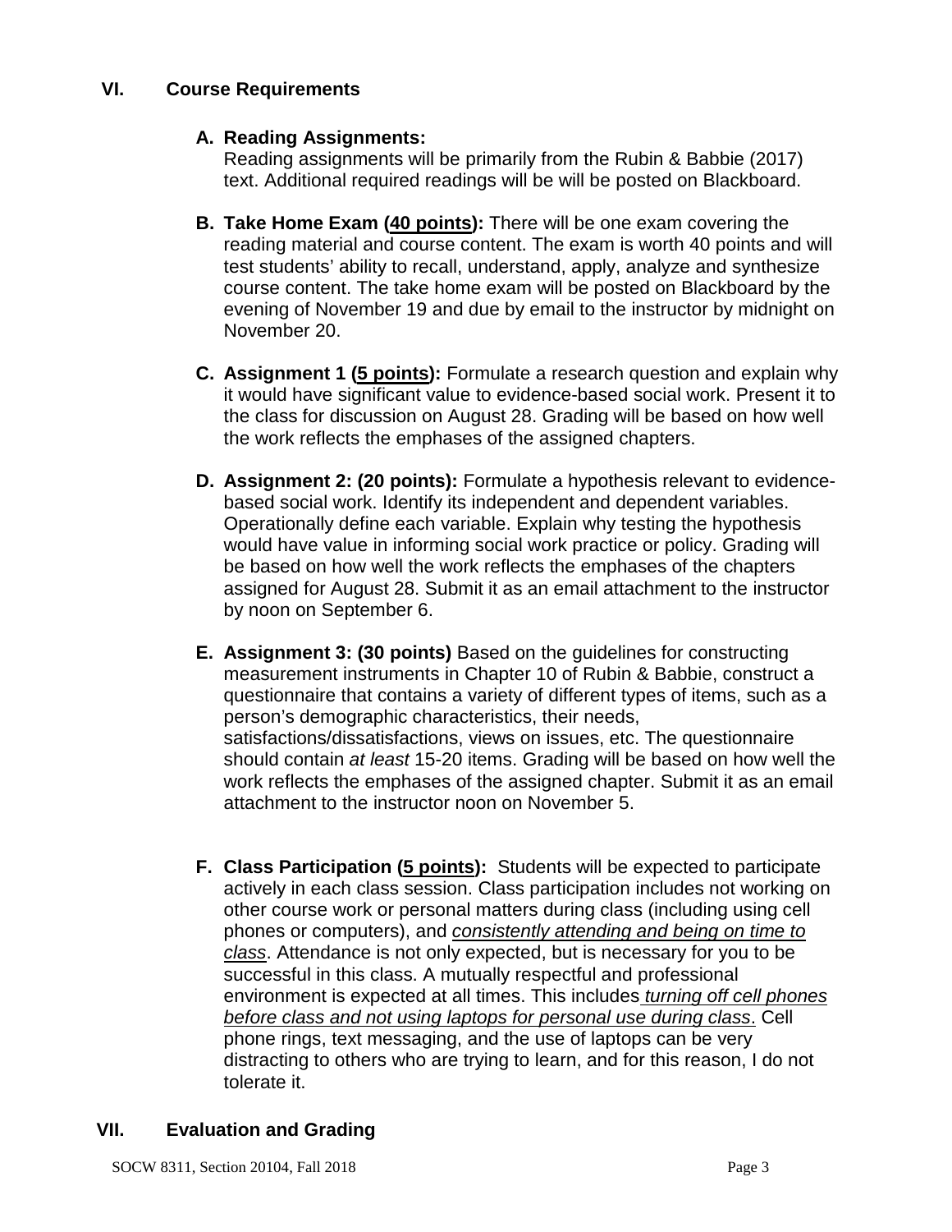## VI. Course Requirements

**A. Reading Assignments:**
Reading assignments will be primarily from the Rubin & Babbie (2017) text. Additional required readings will be will be posted on Blackboard.

**B. Take Home Exam (<u>40 points</u>):** There will be one exam covering the reading material and course content. The exam is worth 40 points and will test students' ability to recall, understand, apply, analyze and synthesize course content. The take home exam will be posted on Blackboard by the evening of November 19 and due by email to the instructor by midnight on November 20.

**C. Assignment 1 (<u>5 points</u>):** Formulate a research question and explain why it would have significant value to evidence-based social work. Present it to the class for discussion on August 28. Grading will be based on how well the work reflects the emphases of the assigned chapters.

**D. Assignment 2: (20 points):** Formulate a hypothesis relevant to evidence-based social work. Identify its independent and dependent variables. Operationally define each variable. Explain why testing the hypothesis would have value in informing social work practice or policy. Grading will be based on how well the work reflects the emphases of the chapters assigned for August 28. Submit it as an email attachment to the instructor by noon on September 6.

**E. Assignment 3: (30 points)** Based on the guidelines for constructing measurement instruments in Chapter 10 of Rubin & Babbie, construct a questionnaire that contains a variety of different types of items, such as a person's demographic characteristics, their needs, satisfactions/dissatisfactions, views on issues, etc. The questionnaire should contain *at least* 15-20 items. Grading will be based on how well the work reflects the emphases of the assigned chapter. Submit it as an email attachment to the instructor noon on November 5.

**F. Class Participation (<u>5 points</u>):** Students will be expected to participate actively in each class session. Class participation includes not working on other course work or personal matters during class (including using cell phones or computers), and *<u>consistently attending and being on time to class</u>*. Attendance is not only expected, but is necessary for you to be successful in this class. A mutually respectful and professional environment is expected at all times. This includes *<u>turning off cell phones before class and not using laptops for personal use during class</u>*. Cell phone rings, text messaging, and the use of laptops can be very distracting to others who are trying to learn, and for this reason, I do not tolerate it.

## VII. Evaluation and Grading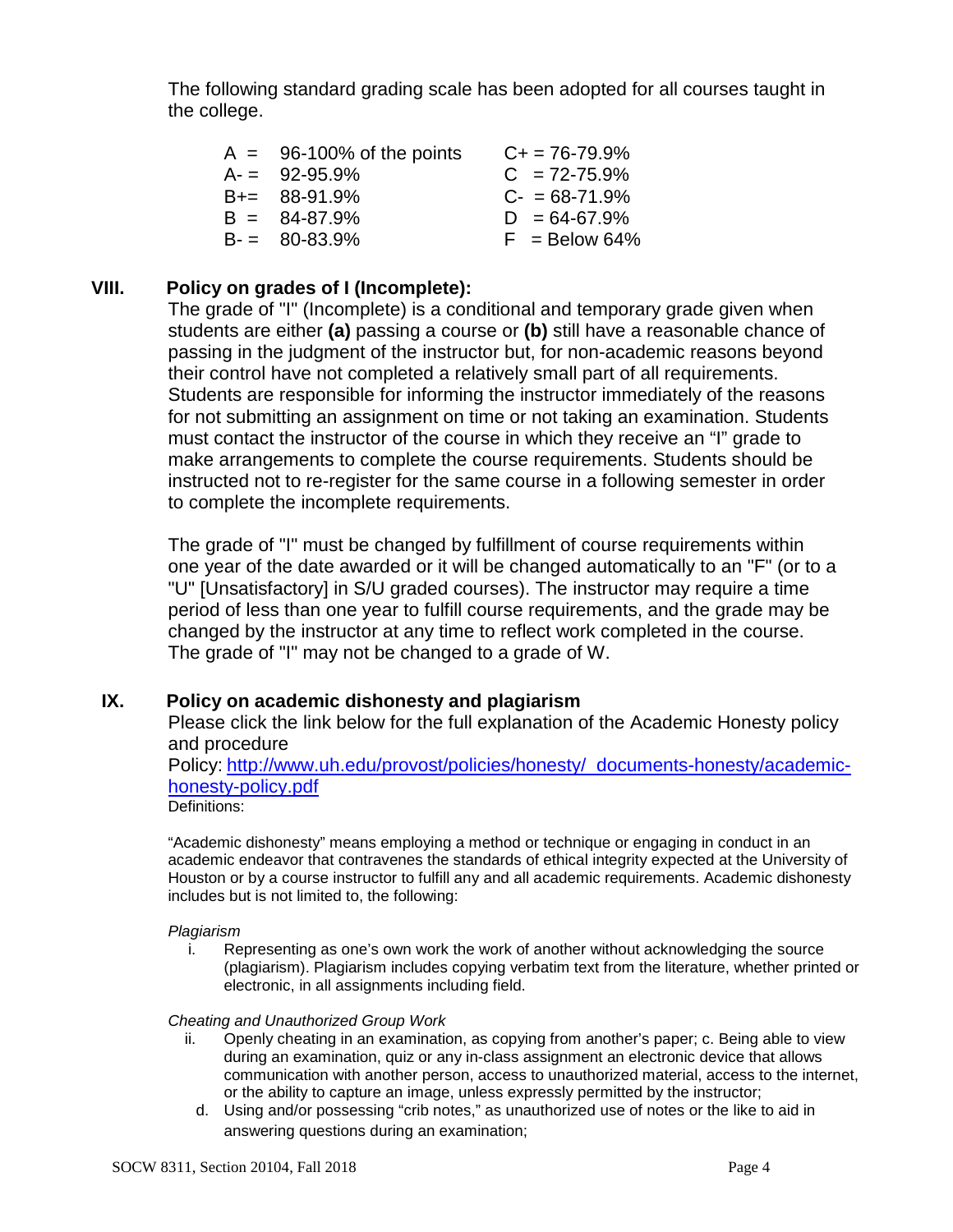The following standard grading scale has been adopted for all courses taught in the college.

| | | | |
|---|---|---|---|
| A = | 96-100% of the points | C+ = | 76-79.9% |
| A- = | 92-95.9% | C = | 72-75.9% |
| B+= | 88-91.9% | C- = | 68-71.9% |
| B = | 84-87.9% | D = | 64-67.9% |
| B- = | 80-83.9% | F = | Below 64% |

## VIII. Policy on grades of I (Incomplete):

The grade of "I" (Incomplete) is a conditional and temporary grade given when students are either **(a)** passing a course or **(b)** still have a reasonable chance of passing in the judgment of the instructor but, for non-academic reasons beyond their control have not completed a relatively small part of all requirements. Students are responsible for informing the instructor immediately of the reasons for not submitting an assignment on time or not taking an examination. Students must contact the instructor of the course in which they receive an "I" grade to make arrangements to complete the course requirements. Students should be instructed not to re-register for the same course in a following semester in order to complete the incomplete requirements.

The grade of "I" must be changed by fulfillment of course requirements within one year of the date awarded or it will be changed automatically to an "F" (or to a "U" [Unsatisfactory] in S/U graded courses). The instructor may require a time period of less than one year to fulfill course requirements, and the grade may be changed by the instructor at any time to reflect work completed in the course. The grade of "I" may not be changed to a grade of W.

## IX. Policy on academic dishonesty and plagiarism

Please click the link below for the full explanation of the Academic Honesty policy and procedure

Policy: [http://www.uh.edu/provost/policies/honesty/_documents-honesty/academic-honesty-policy.pdf](http://www.uh.edu/provost/policies/honesty/_documents-honesty/academic-honesty-policy.pdf)

Definitions:

"Academic dishonesty" means employing a method or technique or engaging in conduct in an academic endeavor that contravenes the standards of ethical integrity expected at the University of Houston or by a course instructor to fulfill any and all academic requirements. Academic dishonesty includes but is not limited to, the following:

*Plagiarism*

i. Representing as one's own work the work of another without acknowledging the source (plagiarism). Plagiarism includes copying verbatim text from the literature, whether printed or electronic, in all assignments including field.

*Cheating and Unauthorized Group Work*

ii. Openly cheating in an examination, as copying from another's paper; c. Being able to view during an examination, quiz or any in-class assignment an electronic device that allows communication with another person, access to unauthorized material, access to the internet, or the ability to capture an image, unless expressly permitted by the instructor;

d. Using and/or possessing "crib notes," as unauthorized use of notes or the like to aid in answering questions during an examination;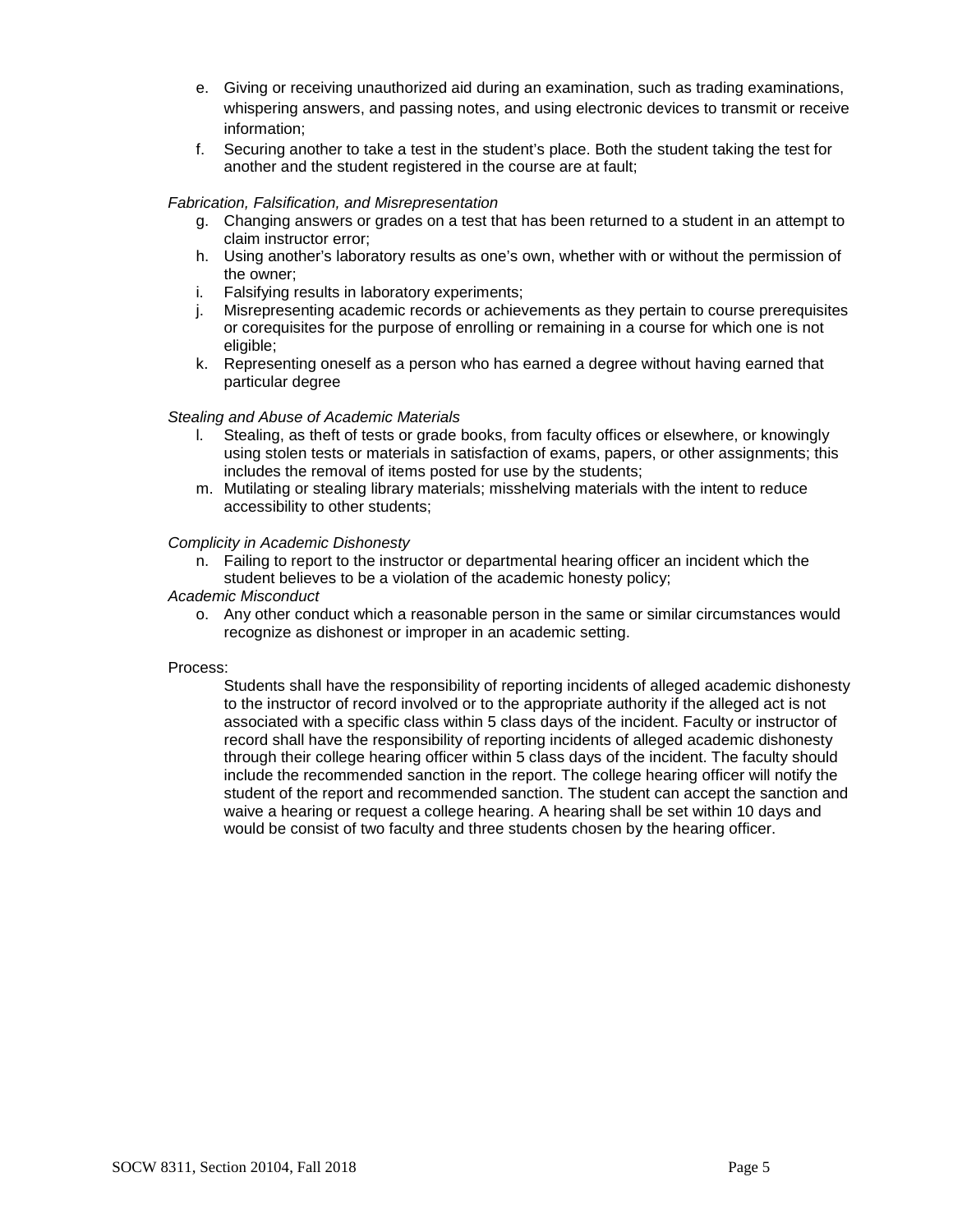e. Giving or receiving unauthorized aid during an examination, such as trading examinations, whispering answers, and passing notes, and using electronic devices to transmit or receive information;
f. Securing another to take a test in the student's place. Both the student taking the test for another and the student registered in the course are at fault;

*Fabrication, Falsification, and Misrepresentation*

g. Changing answers or grades on a test that has been returned to a student in an attempt to claim instructor error;
h. Using another's laboratory results as one's own, whether with or without the permission of the owner;
i. Falsifying results in laboratory experiments;
j. Misrepresenting academic records or achievements as they pertain to course prerequisites or corequisites for the purpose of enrolling or remaining in a course for which one is not eligible;
k. Representing oneself as a person who has earned a degree without having earned that particular degree

*Stealing and Abuse of Academic Materials*

l. Stealing, as theft of tests or grade books, from faculty offices or elsewhere, or knowingly using stolen tests or materials in satisfaction of exams, papers, or other assignments; this includes the removal of items posted for use by the students;
m. Mutilating or stealing library materials; misshelving materials with the intent to reduce accessibility to other students;

*Complicity in Academic Dishonesty*

n. Failing to report to the instructor or departmental hearing officer an incident which the student believes to be a violation of the academic honesty policy;

*Academic Misconduct*

o. Any other conduct which a reasonable person in the same or similar circumstances would recognize as dishonest or improper in an academic setting.

Process:

Students shall have the responsibility of reporting incidents of alleged academic dishonesty to the instructor of record involved or to the appropriate authority if the alleged act is not associated with a specific class within 5 class days of the incident. Faculty or instructor of record shall have the responsibility of reporting incidents of alleged academic dishonesty through their college hearing officer within 5 class days of the incident. The faculty should include the recommended sanction in the report. The college hearing officer will notify the student of the report and recommended sanction. The student can accept the sanction and waive a hearing or request a college hearing. A hearing shall be set within 10 days and would be consist of two faculty and three students chosen by the hearing officer.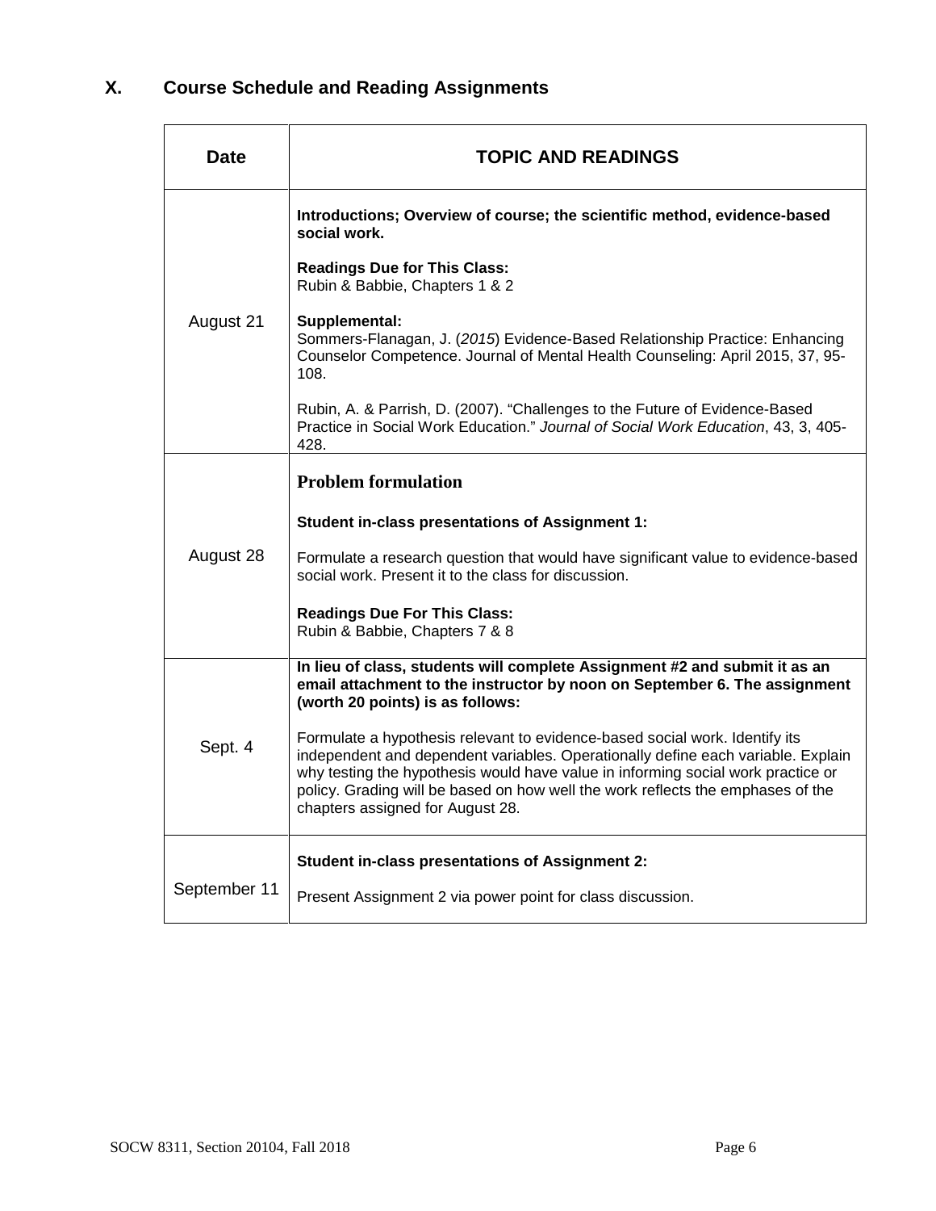## X. Course Schedule and Reading Assignments

| Date | TOPIC AND READINGS |
|---|---|
| August 21 | **Introductions; Overview of course; the scientific method, evidence-based social work.**<br><br>**Readings Due for This Class:**<br>Rubin & Babbie, Chapters 1 & 2<br><br>**Supplemental:**<br>Sommers-Flanagan, J. (*2015*) Evidence-Based Relationship Practice: Enhancing Counselor Competence. Journal of Mental Health Counseling: April 2015, 37, 95-108.<br><br>Rubin, A. & Parrish, D. (2007). "Challenges to the Future of Evidence-Based Practice in Social Work Education." *Journal of Social Work Education*, 43, 3, 405-428. |
| August 28 | **Problem formulation**<br><br>**Student in-class presentations of Assignment 1:**<br><br>Formulate a research question that would have significant value to evidence-based social work. Present it to the class for discussion.<br><br>**Readings Due For This Class:**<br>Rubin & Babbie, Chapters 7 & 8 |
| Sept. 4 | **In lieu of class, students will complete Assignment #2 and submit it as an email attachment to the instructor by noon on September 6. The assignment (worth 20 points) is as follows:**<br><br>Formulate a hypothesis relevant to evidence-based social work. Identify its independent and dependent variables. Operationally define each variable. Explain why testing the hypothesis would have value in informing social work practice or policy. Grading will be based on how well the work reflects the emphases of the chapters assigned for August 28. |
| September 11 | **Student in-class presentations of Assignment 2:**<br><br>Present Assignment 2 via power point for class discussion. |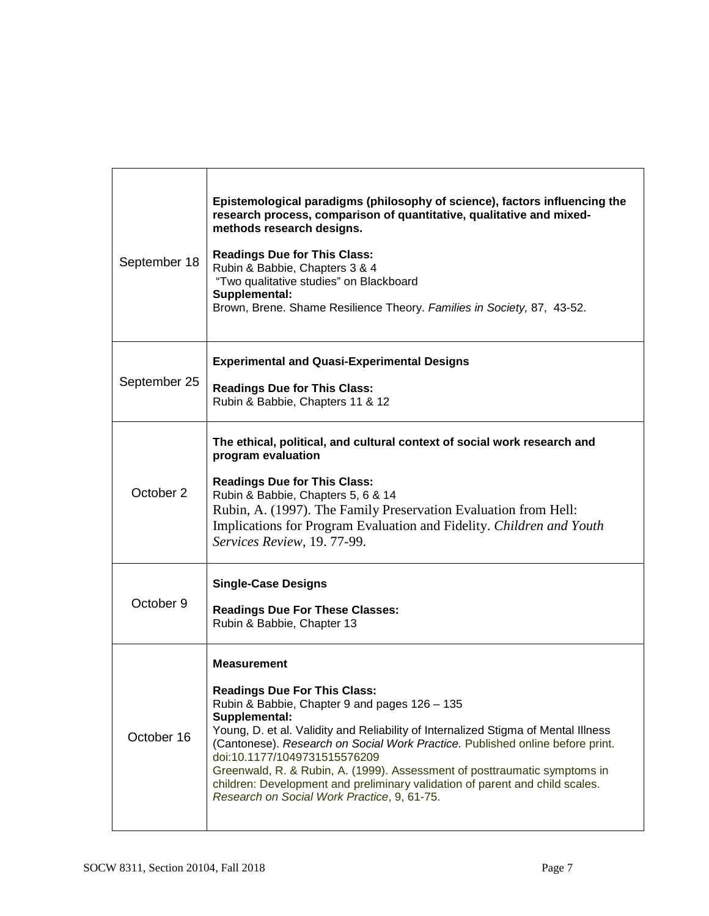| | |
|---|---|
| September 18 | **Epistemological paradigms (philosophy of science), factors influencing the research process, comparison of quantitative, qualitative and mixed-methods research designs.**<br><br>**Readings Due for This Class:**<br>Rubin & Babbie, Chapters 3 & 4<br>"Two qualitative studies" on Blackboard<br>**Supplemental:**<br>Brown, Brene. Shame Resilience Theory. *Families in Society,* 87, 43-52. |
| September 25 | **Experimental and Quasi-Experimental Designs**<br><br>**Readings Due for This Class:**<br>Rubin & Babbie, Chapters 11 & 12 |
| October 2 | **The ethical, political, and cultural context of social work research and program evaluation**<br><br>**Readings Due for This Class:**<br>Rubin & Babbie, Chapters 5, 6 & 14<br>Rubin, A. (1997). The Family Preservation Evaluation from Hell: Implications for Program Evaluation and Fidelity. *Children and Youth Services Review*, 19. 77-99. |
| October 9 | **Single-Case Designs**<br><br>**Readings Due For These Classes:**<br>Rubin & Babbie, Chapter 13 |
| October 16 | **Measurement**<br><br>**Readings Due For This Class:**<br>Rubin & Babbie, Chapter 9 and pages 126 – 135<br>**Supplemental:**<br>Young, D. et al. Validity and Reliability of Internalized Stigma of Mental Illness (Cantonese). *Research on Social Work Practice.* Published online before print. doi:10.1177/1049731515576209<br>Greenwald, R. & Rubin, A. (1999). Assessment of posttraumatic symptoms in children: Development and preliminary validation of parent and child scales. *Research on Social Work Practice*, 9, 61-75. |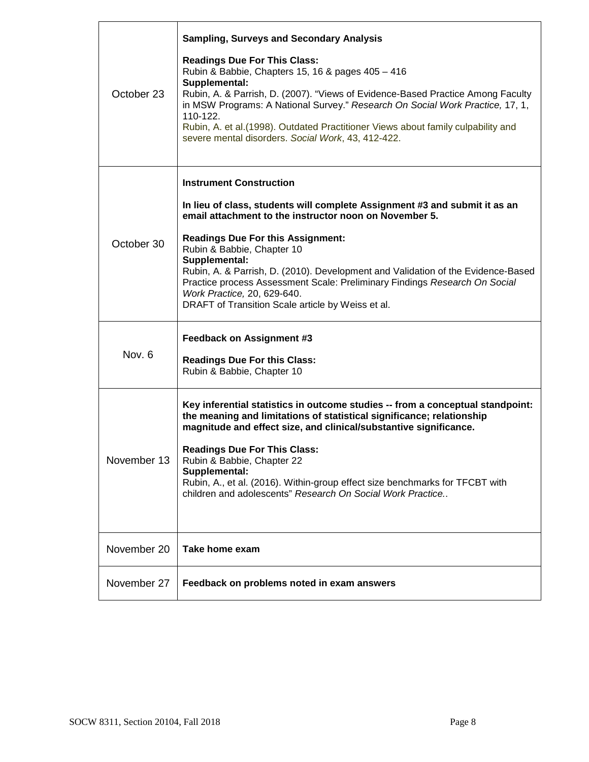| | |
|---|---|
| October 23 | **Sampling, Surveys and Secondary Analysis**<br><br>**Readings Due For This Class:**<br>Rubin & Babbie, Chapters 15, 16 & pages 405 – 416<br>**Supplemental:**<br>Rubin, A. & Parrish, D. (2007). "Views of Evidence-Based Practice Among Faculty in MSW Programs: A National Survey." *Research On Social Work Practice,* 17, 1, 110-122.<br>Rubin, A. et al.(1998). Outdated Practitioner Views about family culpability and severe mental disorders. *Social Work*, 43, 412-422. |
| October 30 | **Instrument Construction**<br><br>**In lieu of class, students will complete Assignment #3 and submit it as an email attachment to the instructor noon on November 5.**<br><br>**Readings Due For this Assignment:**<br>Rubin & Babbie, Chapter 10<br>**Supplemental:**<br>Rubin, A. & Parrish, D. (2010). Development and Validation of the Evidence-Based Practice process Assessment Scale: Preliminary Findings *Research On Social Work Practice,* 20, 629-640.<br>DRAFT of Transition Scale article by Weiss et al. |
| Nov. 6 | **Feedback on Assignment #3**<br><br>**Readings Due For this Class:**<br>Rubin & Babbie, Chapter 10 |
| November 13 | **Key inferential statistics in outcome studies -- from a conceptual standpoint: the meaning and limitations of statistical significance; relationship magnitude and effect size, and clinical/substantive significance.**<br><br>**Readings Due For This Class:**<br>Rubin & Babbie, Chapter 22<br>**Supplemental:**<br>Rubin, A., et al. (2016). Within-group effect size benchmarks for TFCBT with children and adolescents" *Research On Social Work Practice.*. |
| November 20 | **Take home exam** |
| November 27 | **Feedback on problems noted in exam answers** |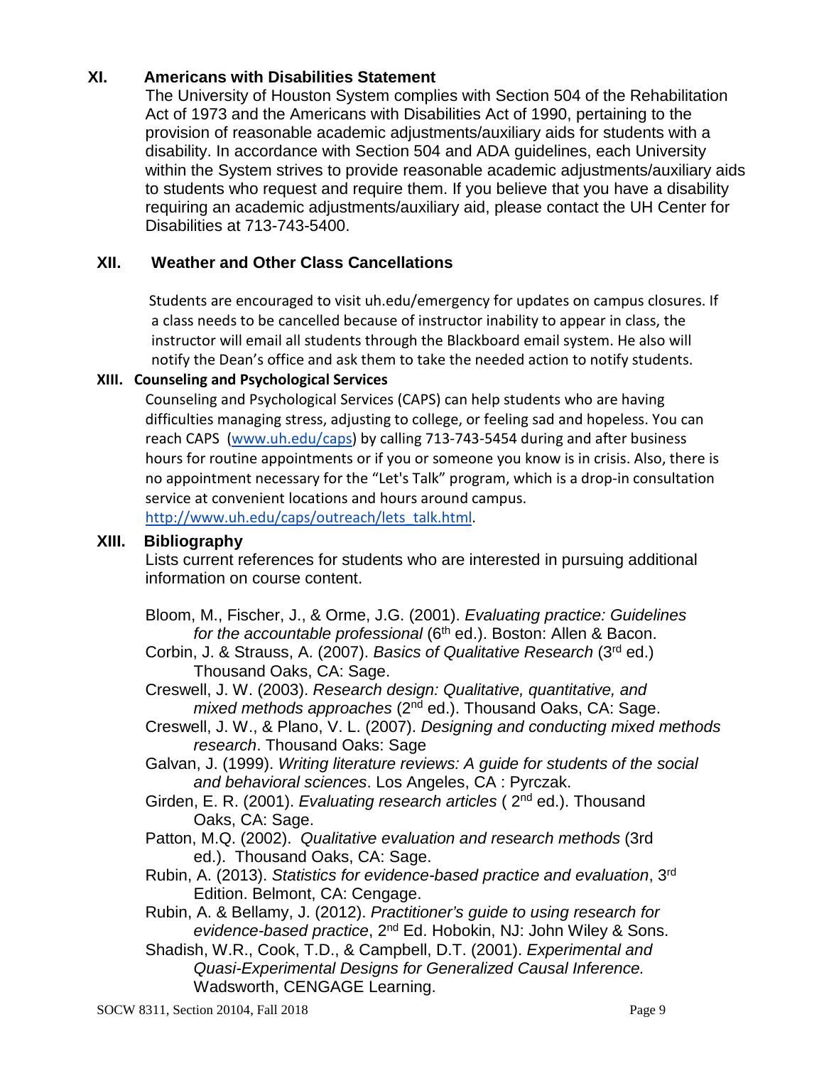## XI. Americans with Disabilities Statement

The University of Houston System complies with Section 504 of the Rehabilitation Act of 1973 and the Americans with Disabilities Act of 1990, pertaining to the provision of reasonable academic adjustments/auxiliary aids for students with a disability. In accordance with Section 504 and ADA guidelines, each University within the System strives to provide reasonable academic adjustments/auxiliary aids to students who request and require them. If you believe that you have a disability requiring an academic adjustments/auxiliary aid, please contact the UH Center for Disabilities at 713-743-5400.

## XII. Weather and Other Class Cancellations

Students are encouraged to visit uh.edu/emergency for updates on campus closures. If a class needs to be cancelled because of instructor inability to appear in class, the instructor will email all students through the Blackboard email system. He also will notify the Dean's office and ask them to take the needed action to notify students.

## XIII. Counseling and Psychological Services

Counseling and Psychological Services (CAPS) can help students who are having difficulties managing stress, adjusting to college, or feeling sad and hopeless. You can reach CAPS (www.uh.edu/caps) by calling 713-743-5454 during and after business hours for routine appointments or if you or someone you know is in crisis. Also, there is no appointment necessary for the "Let's Talk" program, which is a drop-in consultation service at convenient locations and hours around campus. http://www.uh.edu/caps/outreach/lets_talk.html.

## XIII. Bibliography

Lists current references for students who are interested in pursuing additional information on course content.

Bloom, M., Fischer, J., & Orme, J.G. (2001). *Evaluating practice: Guidelines for the accountable professional* (6th ed.). Boston: Allen & Bacon.

Corbin, J. & Strauss, A. (2007). *Basics of Qualitative Research* (3rd ed.) Thousand Oaks, CA: Sage.

Creswell, J. W. (2003). *Research design: Qualitative, quantitative, and mixed methods approaches* (2nd ed.). Thousand Oaks, CA: Sage.

Creswell, J. W., & Plano, V. L. (2007). *Designing and conducting mixed methods research*. Thousand Oaks: Sage

Galvan, J. (1999). *Writing literature reviews: A guide for students of the social and behavioral sciences*. Los Angeles, CA : Pyrczak.

Girden, E. R. (2001). *Evaluating research articles* ( 2nd ed.). Thousand Oaks, CA: Sage.

Patton, M.Q. (2002). *Qualitative evaluation and research methods* (3rd ed.). Thousand Oaks, CA: Sage.

Rubin, A. (2013). *Statistics for evidence-based practice and evaluation*, 3rd Edition. Belmont, CA: Cengage.

Rubin, A. & Bellamy, J. (2012). *Practitioner's guide to using research for evidence-based practice*, 2nd Ed. Hobokin, NJ: John Wiley & Sons.

Shadish, W.R., Cook, T.D., & Campbell, D.T. (2001). *Experimental and Quasi-Experimental Designs for Generalized Causal Inference.* Wadsworth, CENGAGE Learning.